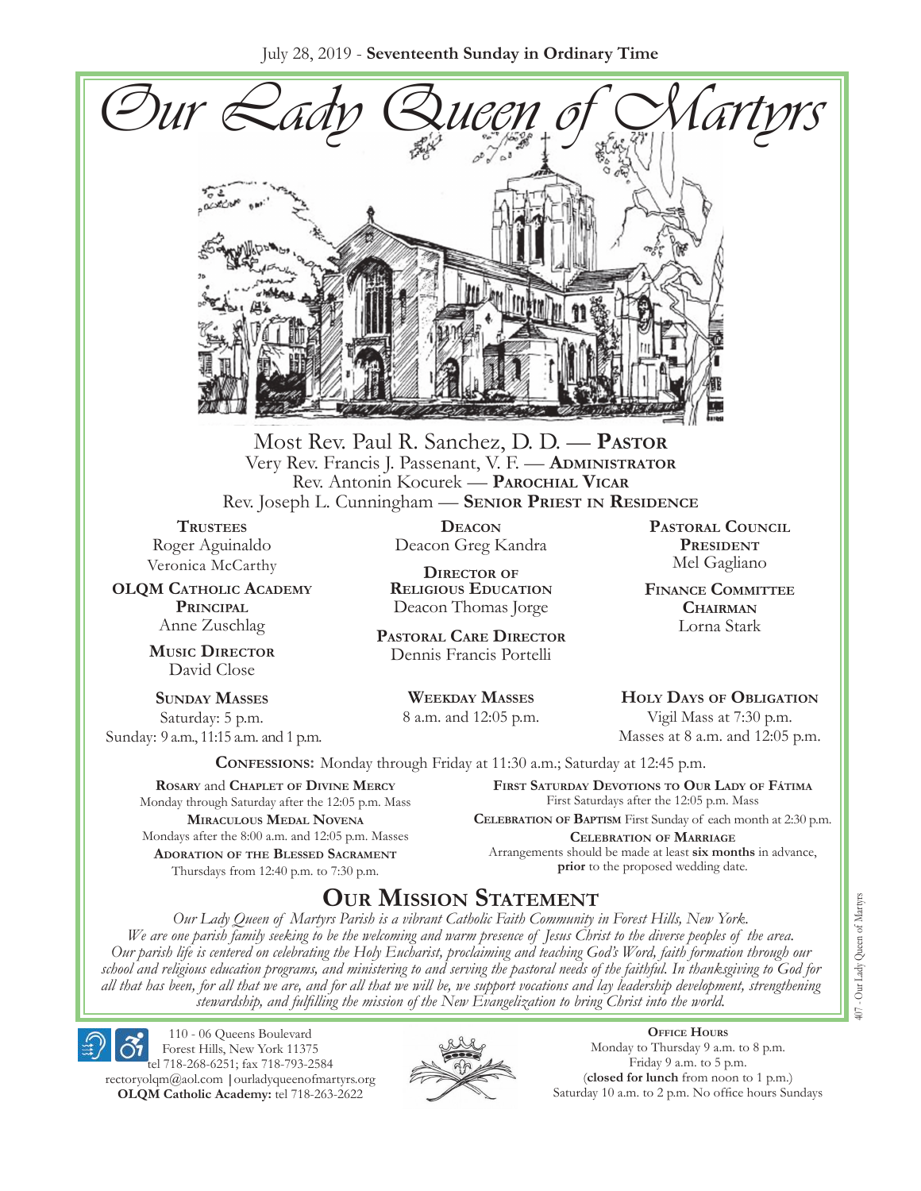July 28, 2019 - **Seventeenth Sunday in Ordinary Time**

# Our Lady Queen of Martyrs

Most Rev. Paul R. Sanchez, D. D. — **Pastor**
Very Rev. Francis J. Passenant, V. F. — **Administrator**
Rev. Antonin Kocurek — **Parochial Vicar**
Rev. Joseph L. Cunningham — **Senior Priest in Residence**

**Trustees**
Roger Aguinaldo
Veronica McCarthy

**OLQM Catholic Academy Principal**
Anne Zuschlag

**Music Director**
David Close

**Deacon**
Deacon Greg Kandra

**Director of Religious Education**
Deacon Thomas Jorge

**Pastoral Care Director**
Dennis Francis Portelli

**Pastoral Council President**
Mel Gagliano

**Finance Committee Chairman**
Lorna Stark

**Sunday Masses**
Saturday: 5 p.m.
Sunday: 9 a.m., 11:15 a.m. and 1 p.m.

**Weekday Masses**
8 a.m. and 12:05 p.m.

**Holy Days of Obligation**
Vigil Mass at 7:30 p.m.
Masses at 8 a.m. and 12:05 p.m.

**Confessions:** Monday through Friday at 11:30 a.m.; Saturday at 12:45 p.m.

**Rosary** and **Chaplet of Divine Mercy**
Monday through Saturday after the 12:05 p.m. Mass

**Miraculous Medal Novena**
Mondays after the 8:00 a.m. and 12:05 p.m. Masses

**Adoration of the Blessed Sacrament**
Thursdays from 12:40 p.m. to 7:30 p.m.

**First Saturday Devotions to Our Lady of Fátima**
First Saturdays after the 12:05 p.m. Mass

**Celebration of Baptism** First Sunday of each month at 2:30 p.m.

**Celebration of Marriage**
Arrangements should be made at least **six months** in advance, **prior** to the proposed wedding date.

## Our Mission Statement

*Our Lady Queen of Martyrs Parish is a vibrant Catholic Faith Community in Forest Hills, New York. We are one parish family seeking to be the welcoming and warm presence of Jesus Christ to the diverse peoples of the area. Our parish life is centered on celebrating the Holy Eucharist, proclaiming and teaching God's Word, faith formation through our school and religious education programs, and ministering to and serving the pastoral needs of the faithful. In thanksgiving to God for all that has been, for all that we are, and for all that we will be, we support vocations and lay leadership development, strengthening stewardship, and fulfilling the mission of the New Evangelization to bring Christ into the world.*

110 - 06 Queens Boulevard
Forest Hills, New York 11375
tel 718-268-6251; fax 718-793-2584
rectoryolqm@aol.com | ourladyqueenofmartyrs.org
**OLQM Catholic Academy:** tel 718-263-2622

**Office Hours**
Monday to Thursday 9 a.m. to 8 p.m.
Friday 9 a.m. to 5 p.m.
(**closed for lunch** from noon to 1 p.m.)
Saturday 10 a.m. to 2 p.m. No office hours Sundays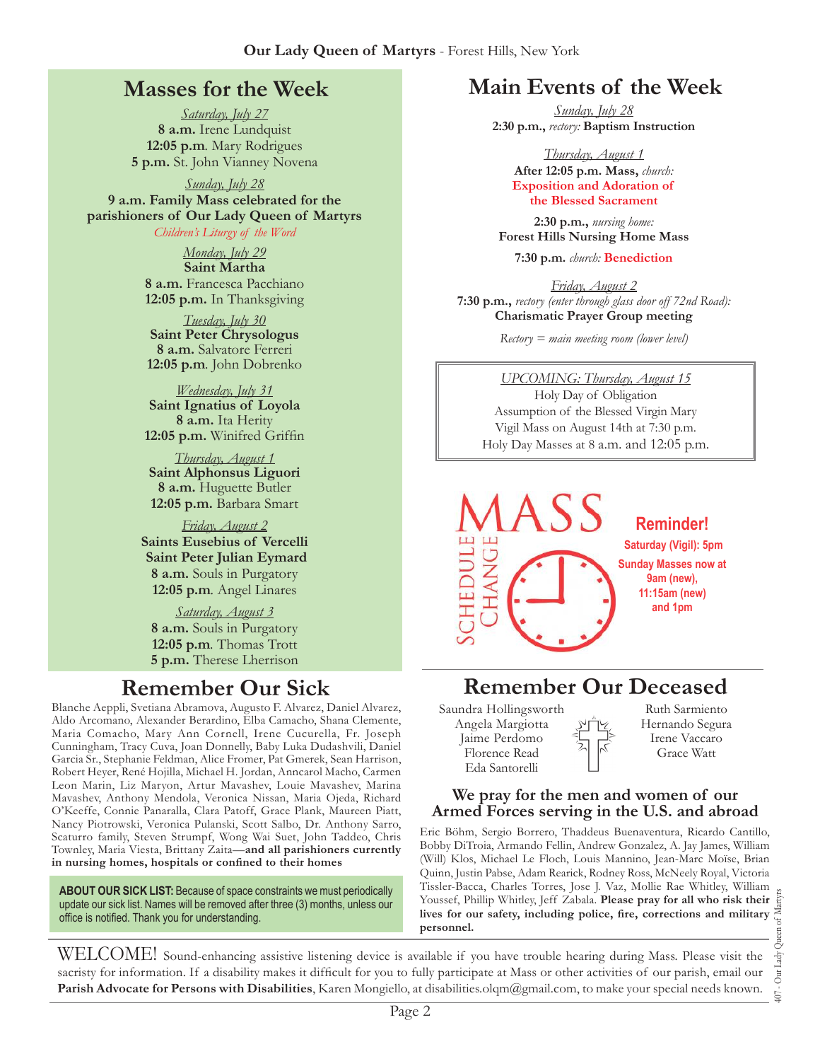## Masses for the Week

*Saturday, July 27*
**8 a.m.** Irene Lundquist
**12:05 p.m**. Mary Rodrigues
**5 p.m.** St. John Vianney Novena

*Sunday, July 28*
**9 a.m. Family Mass celebrated for the parishioners of Our Lady Queen of Martyrs**
*Children's Liturgy of the Word*

*Monday, July 29*
**Saint Martha**
**8 a.m.** Francesca Pacchiano
**12:05 p.m.** In Thanksgiving

*Tuesday, July 30*
**Saint Peter Chrysologus**
**8 a.m.** Salvatore Ferreri
**12:05 p.m**. John Dobrenko

*Wednesday, July 31*
**Saint Ignatius of Loyola**
**8 a.m.** Ita Herity
**12:05 p.m.** Winifred Griffin

*Thursday, August 1*
**Saint Alphonsus Liguori**
**8 a.m.** Huguette Butler
**12:05 p.m.** Barbara Smart

*Friday, August 2*
**Saints Eusebius of Vercelli**
**Saint Peter Julian Eymard**
**8 a.m.** Souls in Purgatory
**12:05 p.m**. Angel Linares

*Saturday, August 3*
**8 a.m.** Souls in Purgatory
**12:05 p.m**. Thomas Trott
**5 p.m.** Therese Lherrison

## Remember Our Sick

Blanche Aeppli, Svetiana Abramova, Augusto F. Alvarez, Daniel Alvarez, Aldo Arcomano, Alexander Berardino, Elba Camacho, Shana Clemente, Maria Comacho, Mary Ann Cornell, Irene Cucurella, Fr. Joseph Cunningham, Tracy Cuva, Joan Donnelly, Baby Luka Dudashvili, Daniel Garcia Sr., Stephanie Feldman, Alice Fromer, Pat Gmerek, Sean Harrison, Robert Heyer, René Hojilla, Michael H. Jordan, Anncarol Macho, Carmen Leon Marin, Liz Maryon, Artur Mavashev, Louie Mavashev, Marina Mavashev, Anthony Mendola, Veronica Nissan, Maria Ojeda, Richard O'Keeffe, Connie Panaralla, Clara Patoff, Grace Plank, Maureen Piatt, Nancy Piotrowski, Veronica Pulanski, Scott Salbo, Dr. Anthony Sarro, Scaturro family, Steven Strumpf, Wong Wai Suet, John Taddeo, Chris Townley, Maria Viesta, Brittany Zaita—**and all parishioners currently in nursing homes, hospitals or confined to their homes**

**ABOUT OUR SICK LIST:** Because of space constraints we must periodically update our sick list. Names will be removed after three (3) months, unless our office is notified. Thank you for understanding.

## Main Events of the Week

*Sunday, July 28*
**2:30 p.m.,** *rectory:* **Baptism Instruction**

*Thursday, August 1*
**After 12:05 p.m. Mass,** *church:*
**Exposition and Adoration of the Blessed Sacrament**

**2:30 p.m.,** *nursing home:*
**Forest Hills Nursing Home Mass**

**7:30 p.m.** *church:* **Benediction**

*Friday, August 2*
**7:30 p.m.,** *rectory (enter through glass door off 72nd Road):*
**Charismatic Prayer Group meeting**

*Rectory = main meeting room (lower level)*

*UPCOMING: Thursday, August 15*
Holy Day of Obligation
Assumption of the Blessed Virgin Mary
Vigil Mass on August 14th at 7:30 p.m.
Holy Day Masses at 8 a.m. and 12:05 p.m.

MASS SCHEDULE CHANGE

**Reminder!**
**Saturday (Vigil): 5pm**
**Sunday Masses now at 9am (new), 11:15am (new) and 1pm**

## Remember Our Deceased

Saundra Hollingsworth
Angela Margiotta
Jaime Perdomo
Florence Read
Eda Santorelli
Ruth Sarmiento
Hernando Segura
Irene Vaccaro
Grace Watt

### We pray for the men and women of our Armed Forces serving in the U.S. and abroad

Eric Böhm, Sergio Borrero, Thaddeus Buenaventura, Ricardo Cantillo, Bobby DiTroia, Armando Fellin, Andrew Gonzalez, A. Jay James, William (Will) Klos, Michael Le Floch, Louis Mannino, Jean-Marc Moïse, Brian Quinn, Justin Pabse, Adam Rearick, Rodney Ross, McNeely Royal, Victoria Tissler-Bacca, Charles Torres, Jose J. Vaz, Mollie Rae Whitley, William Youssef, Phillip Whitley, Jeff Zabala. **Please pray for all who risk their lives for our safety, including police, fire, corrections and military personnel.**

WELCOME! Sound-enhancing assistive listening device is available if you have trouble hearing during Mass. Please visit the sacristy for information. If a disability makes it difficult for you to fully participate at Mass or other activities of our parish, email our **Parish Advocate for Persons with Disabilities**, Karen Mongiello, at disabilities.olqm@gmail.com, to make your special needs known.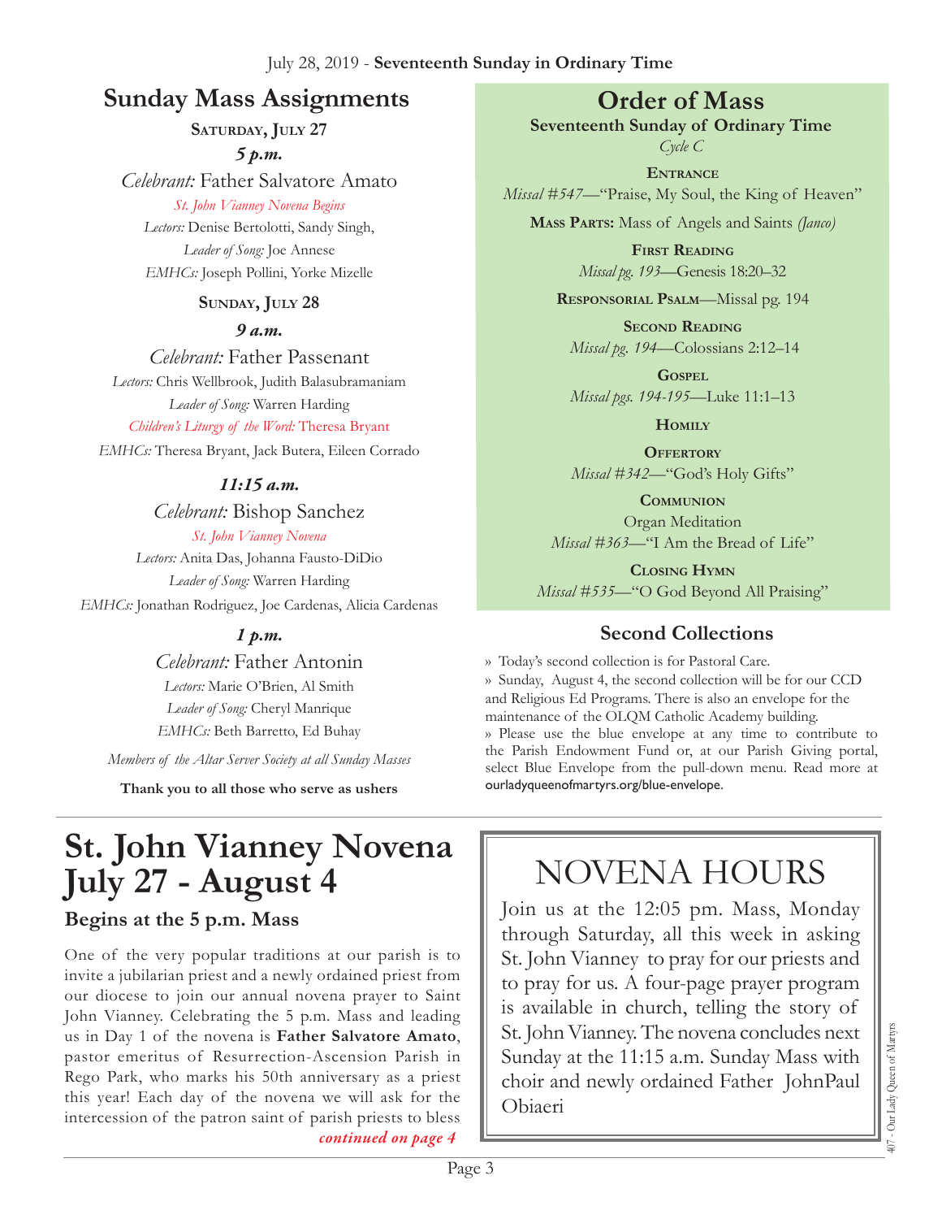## Sunday Mass Assignments

**Saturday, July 27**

***5 p.m.***

*Celebrant:* Father Salvatore Amato

*St. John Vianney Novena Begins*

*Lectors:* Denise Bertolotti, Sandy Singh,

*Leader of Song:* Joe Annese

*EMHCs:* Joseph Pollini, Yorke Mizelle

**Sunday, July 28**

***9 a.m.***

*Celebrant:* Father Passenant

*Lectors:* Chris Wellbrook, Judith Balasubramaniam

*Leader of Song:* Warren Harding

*Children's Liturgy of the Word:* Theresa Bryant

*EMHCs:* Theresa Bryant, Jack Butera, Eileen Corrado

***11:15 a.m.***

*Celebrant:* Bishop Sanchez

*St. John Vianney Novena*

*Lectors:* Anita Das, Johanna Fausto-DiDio

*Leader of Song:* Warren Harding

*EMHCs:* Jonathan Rodriguez, Joe Cardenas, Alicia Cardenas

***1 p.m.***

*Celebrant:* Father Antonin

*Lectors:* Marie O'Brien, Al Smith

*Leader of Song:* Cheryl Manrique

*EMHCs:* Beth Barretto, Ed Buhay

*Members of the Altar Server Society at all Sunday Masses*

**Thank you to all those who serve as ushers**

## Order of Mass

**Seventeenth Sunday of Ordinary Time**

*Cycle C*

**Entrance**
*Missal #547*—"Praise, My Soul, the King of Heaven"

**Mass Parts:** Mass of Angels and Saints *(Janco)*

**First Reading**
*Missal pg. 193*—Genesis 18:20–32

**Responsorial Psalm**—Missal pg. 194

**Second Reading**
*Missal pg. 194*—Colossians 2:12–14

**Gospel**
*Missal pgs. 194-195*—Luke 11:1–13

**Homily**

**Offertory**
*Missal #342*—"God's Holy Gifts"

**Communion**
Organ Meditation
*Missal #363*—"I Am the Bread of Life"

**Closing Hymn**
*Missal #535*—"O God Beyond All Praising"

## Second Collections

» Today's second collection is for Pastoral Care.

» Sunday, August 4, the second collection will be for our CCD and Religious Ed Programs. There is also an envelope for the maintenance of the OLQM Catholic Academy building.

» Please use the blue envelope at any time to contribute to the Parish Endowment Fund or, at our Parish Giving portal, select Blue Envelope from the pull-down menu. Read more at ourladyqueenofmartyrs.org/blue-envelope.

# St. John Vianney Novena July 27 - August 4

### Begins at the 5 p.m. Mass

One of the very popular traditions at our parish is to invite a jubilarian priest and a newly ordained priest from our diocese to join our annual novena prayer to Saint John Vianney. Celebrating the 5 p.m. Mass and leading us in Day 1 of the novena is **Father Salvatore Amato**, pastor emeritus of Resurrection-Ascension Parish in Rego Park, who marks his 50th anniversary as a priest this year! Each day of the novena we will ask for the intercession of the patron saint of parish priests to bless

***continued on page 4***

## NOVENA HOURS

Join us at the 12:05 pm. Mass, Monday through Saturday, all this week in asking St. John Vianney to pray for our priests and to pray for us. A four-page prayer program is available in church, telling the story of St. John Vianney. The novena concludes next Sunday at the 11:15 a.m. Sunday Mass with choir and newly ordained Father JohnPaul Obiaeri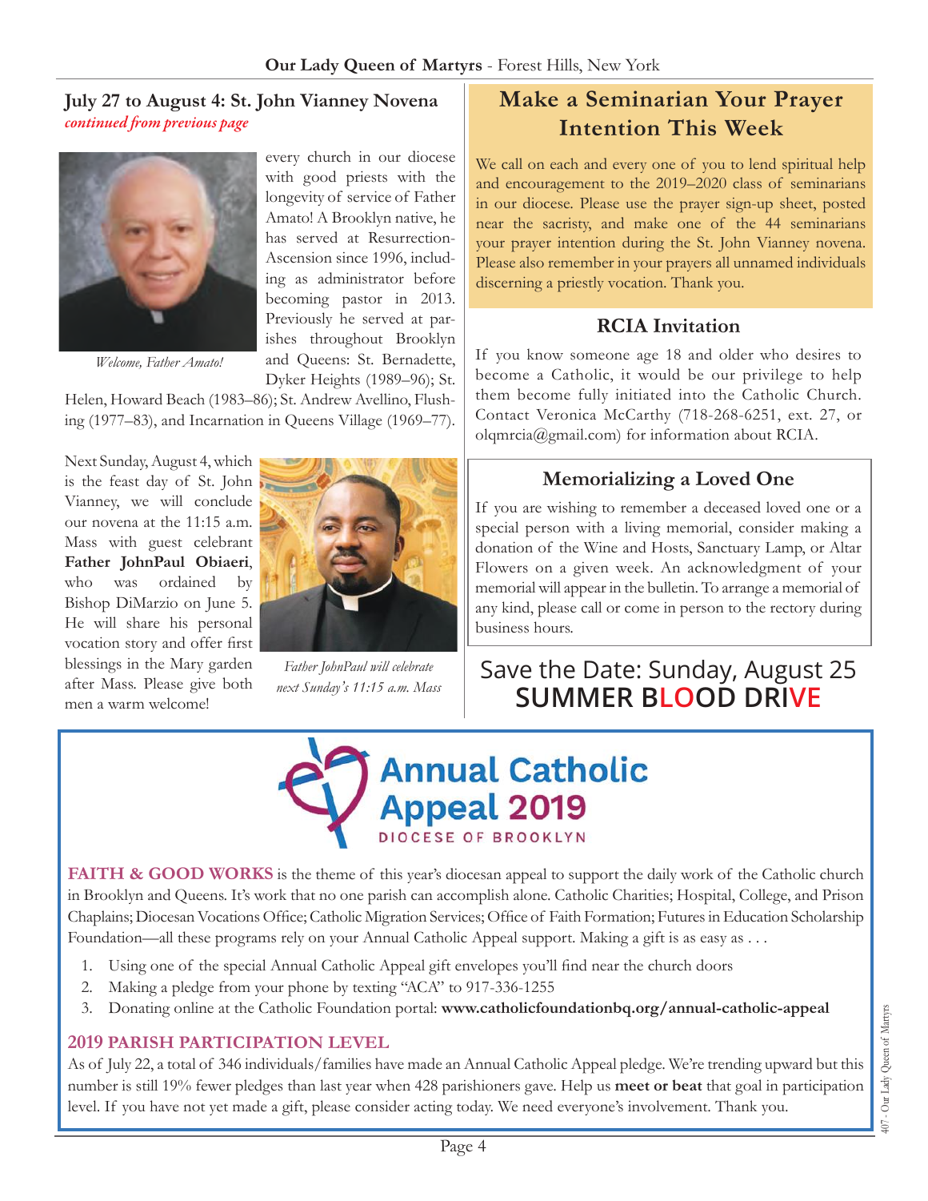## July 27 to August 4: St. John Vianney Novena

*continued from previous page*

every church in our diocese with good priests with the longevity of service of Father Amato! A Brooklyn native, he has served at Resurrection-Ascension since 1996, including as administrator before becoming pastor in 2013. Previously he served at parishes throughout Brooklyn and Queens: St. Bernadette, Dyker Heights (1989–96); St. Helen, Howard Beach (1983–86); St. Andrew Avellino, Flushing (1977–83), and Incarnation in Queens Village (1969–77).

*Welcome, Father Amato!*

Next Sunday, August 4, which is the feast day of St. John Vianney, we will conclude our novena at the 11:15 a.m. Mass with guest celebrant **Father JohnPaul Obiaeri**, who was ordained by Bishop DiMarzio on June 5. He will share his personal vocation story and offer first blessings in the Mary garden after Mass. Please give both men a warm welcome!

*Father JohnPaul will celebrate next Sunday's 11:15 a.m. Mass*

## Make a Seminarian Your Prayer Intention This Week

We call on each and every one of you to lend spiritual help and encouragement to the 2019–2020 class of seminarians in our diocese. Please use the prayer sign-up sheet, posted near the sacristy, and make one of the 44 seminarians your prayer intention during the St. John Vianney novena. Please also remember in your prayers all unnamed individuals discerning a priestly vocation. Thank you.

### RCIA Invitation

If you know someone age 18 and older who desires to become a Catholic, it would be our privilege to help them become fully initiated into the Catholic Church. Contact Veronica McCarthy (718-268-6251, ext. 27, or olqmrcia@gmail.com) for information about RCIA.

### Memorializing a Loved One

If you are wishing to remember a deceased loved one or a special person with a living memorial, consider making a donation of the Wine and Hosts, Sanctuary Lamp, or Altar Flowers on a given week. An acknowledgment of your memorial will appear in the bulletin. To arrange a memorial of any kind, please call or come in person to the rectory during business hours.

### Save the Date: Sunday, August 25
**SUMMER BLOOD DRIVE**

## Annual Catholic Appeal 2019
DIOCESE OF BROOKLYN

**FAITH & GOOD WORKS** is the theme of this year's diocesan appeal to support the daily work of the Catholic church in Brooklyn and Queens. It's work that no one parish can accomplish alone. Catholic Charities; Hospital, College, and Prison Chaplains; Diocesan Vocations Office; Catholic Migration Services; Office of Faith Formation; Futures in Education Scholarship Foundation—all these programs rely on your Annual Catholic Appeal support. Making a gift is as easy as . . .

1. Using one of the special Annual Catholic Appeal gift envelopes you'll find near the church doors
2. Making a pledge from your phone by texting "ACA" to 917-336-1255
3. Donating online at the Catholic Foundation portal: **www.catholicfoundationbq.org/annual-catholic-appeal**

**2019 PARISH PARTICIPATION LEVEL**

As of July 22, a total of 346 individuals/families have made an Annual Catholic Appeal pledge. We're trending upward but this number is still 19% fewer pledges than last year when 428 parishioners gave. Help us **meet or beat** that goal in participation level. If you have not yet made a gift, please consider acting today. We need everyone's involvement. Thank you.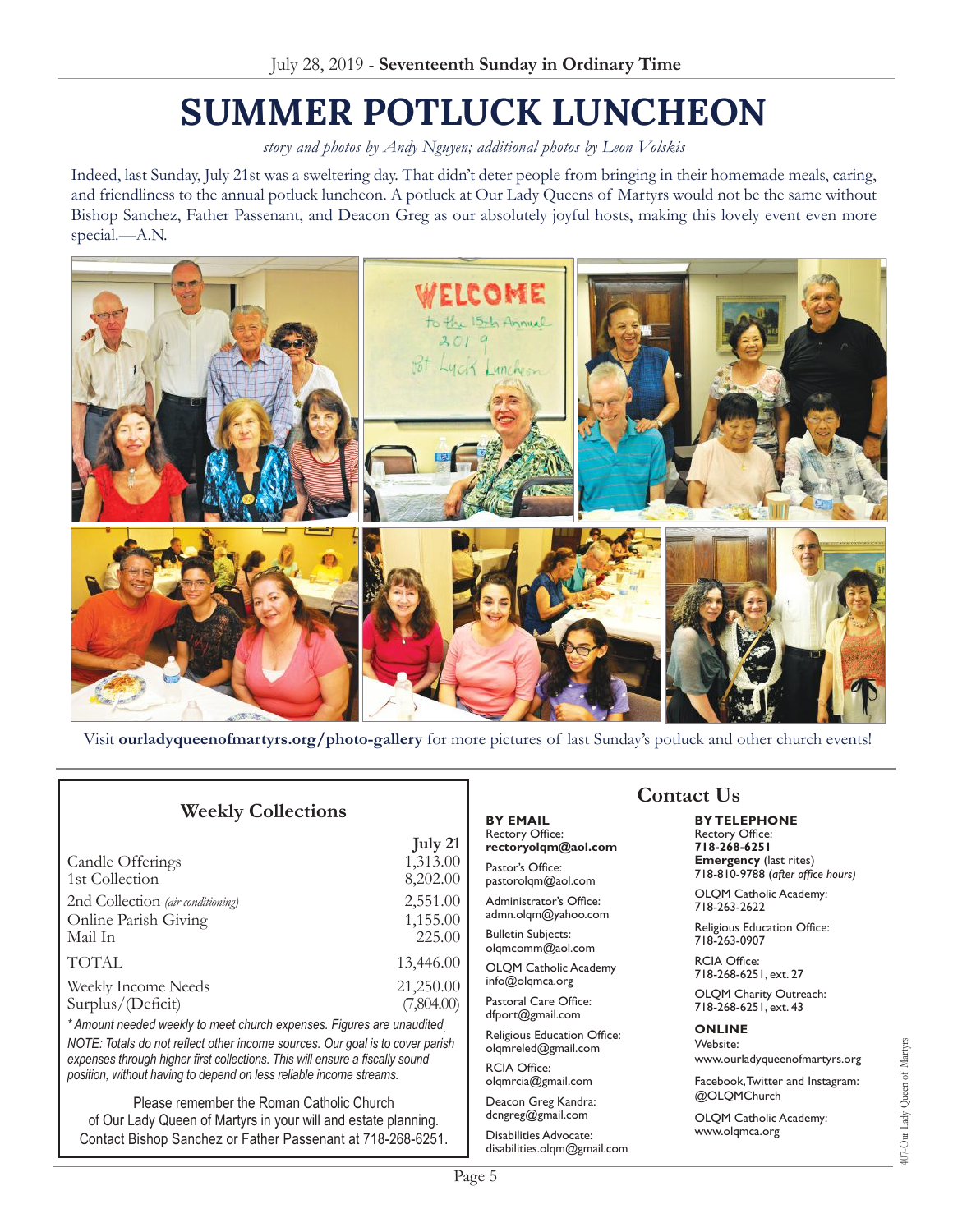# SUMMER POTLUCK LUNCHEON

*story and photos by Andy Nguyen; additional photos by Leon Volskis*

Indeed, last Sunday, July 21st was a sweltering day. That didn't deter people from bringing in their homemade meals, caring, and friendliness to the annual potluck luncheon. A potluck at Our Lady Queens of Martyrs would not be the same without Bishop Sanchez, Father Passenant, and Deacon Greg as our absolutely joyful hosts, making this lovely event even more special.—A.N.

Visit **ourladyqueenofmartyrs.org/photo-gallery** for more pictures of last Sunday's potluck and other church events!

## Weekly Collections

| | July 21 |
|---|---|
| Candle Offerings | 1,313.00 |
| 1st Collection | 8,202.00 |
| 2nd Collection *(air conditioning)* | 2,551.00 |
| Online Parish Giving | 1,155.00 |
| Mail In | 225.00 |
| TOTAL | 13,446.00 |
| Weekly Income Needs | 21,250.00 |
| Surplus/(Deficit) | (7,804.00) |

*\*Amount needed weekly to meet church expenses. Figures are unaudited.*

*NOTE: Totals do not reflect other income sources. Our goal is to cover parish expenses through higher first collections. This will ensure a fiscally sound position, without having to depend on less reliable income streams.*

Please remember the Roman Catholic Church of Our Lady Queen of Martyrs in your will and estate planning. Contact Bishop Sanchez or Father Passenant at 718-268-6251.

## Contact Us

**BY EMAIL**

Rectory Office:
**rectoryolqm@aol.com**

Pastor's Office:
pastorolqm@aol.com

Administrator's Office:
admn.olqm@yahoo.com

Bulletin Subjects:
olqmcomm@aol.com

OLQM Catholic Academy
info@olqmca.org

Pastoral Care Office:
dfport@gmail.com

Religious Education Office:
olqmreled@gmail.com

RCIA Office:
olqmrcia@gmail.com

Deacon Greg Kandra:
dcngreg@gmail.com

Disabilities Advocate:
disabilities.olqm@gmail.com

**BY TELEPHONE**

Rectory Office:
**718-268-6251**

**Emergency** (last rites)
718-810-9788 (*after office hours*)

OLQM Catholic Academy:
718-263-2622

Religious Education Office:
718-263-0907

RCIA Office:
718-268-6251, ext. 27

OLQM Charity Outreach:
718-268-6251, ext. 43

**ONLINE**

Website:
www.ourladyqueenofmartyrs.org

Facebook, Twitter and Instagram:
@OLQMChurch

OLQM Catholic Academy:
www.olqmca.org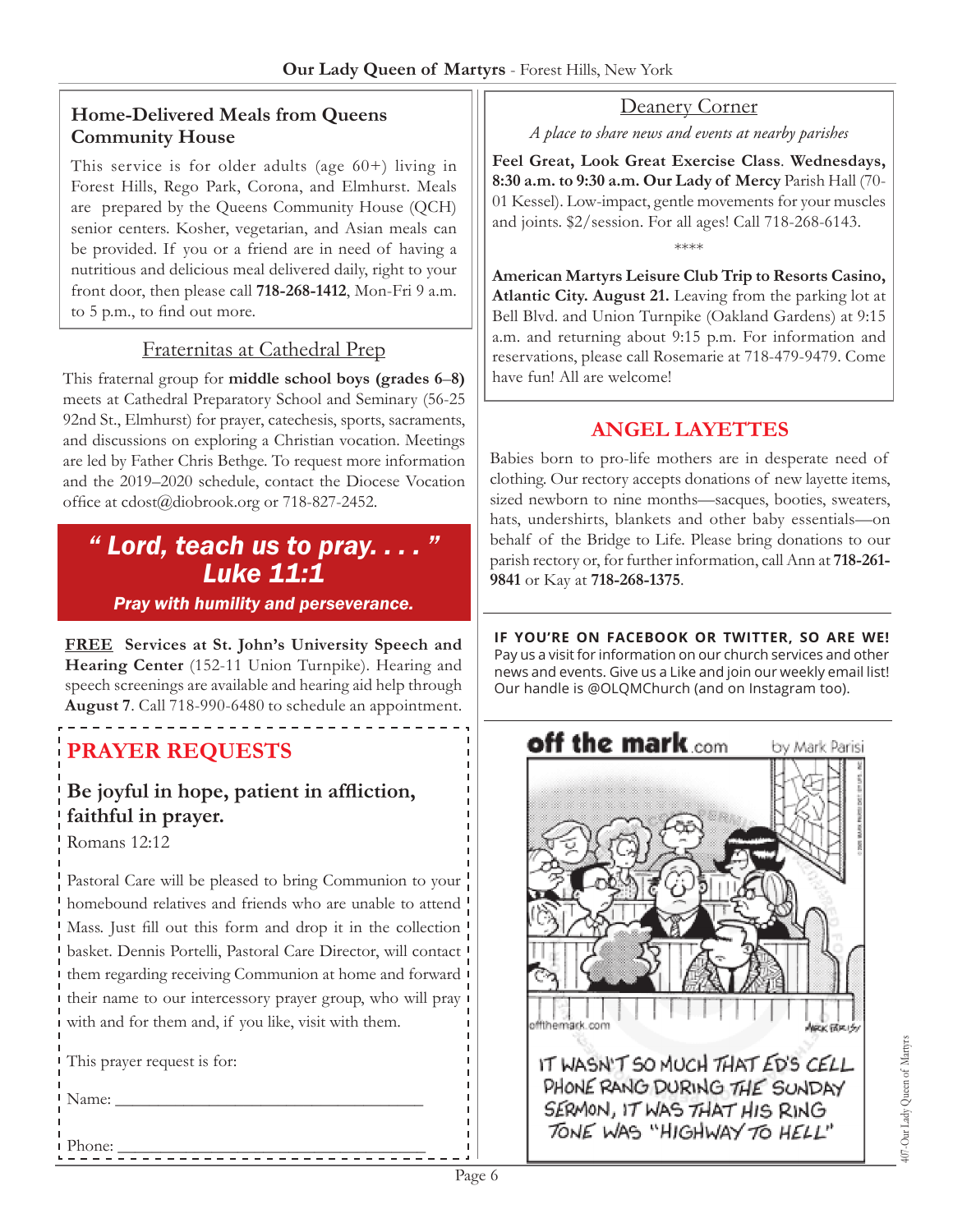## Home-Delivered Meals from Queens Community House

This service is for older adults (age 60+) living in Forest Hills, Rego Park, Corona, and Elmhurst. Meals are prepared by the Queens Community House (QCH) senior centers. Kosher, vegetarian, and Asian meals can be provided. If you or a friend are in need of having a nutritious and delicious meal delivered daily, right to your front door, then please call **718-268-1412**, Mon-Fri 9 a.m. to 5 p.m., to find out more.

## Fraternitas at Cathedral Prep

This fraternal group for **middle school boys (grades 6–8)** meets at Cathedral Preparatory School and Seminary (56-25 92nd St., Elmhurst) for prayer, catechesis, sports, sacraments, and discussions on exploring a Christian vocation. Meetings are led by Father Chris Bethge. To request more information and the 2019–2020 schedule, contact the Diocese Vocation office at cdost@diobrook.org or 718-827-2452.

***" Lord, teach us to pray. . . . " Luke 11:1***

***Pray with humility and perseverance.***

**FREE Services at St. John's University Speech and Hearing Center** (152-11 Union Turnpike). Hearing and speech screenings are available and hearing aid help through **August 7**. Call 718-990-6480 to schedule an appointment.

## PRAYER REQUESTS

### Be joyful in hope, patient in affliction, faithful in prayer.

Romans 12:12

Pastoral Care will be pleased to bring Communion to your homebound relatives and friends who are unable to attend Mass. Just fill out this form and drop it in the collection basket. Dennis Portelli, Pastoral Care Director, will contact them regarding receiving Communion at home and forward their name to our intercessory prayer group, who will pray with and for them and, if you like, visit with them.

This prayer request is for:

Name: ___________________________________

Phone: ___________________________________

## Deanery Corner

*A place to share news and events at nearby parishes*

**Feel Great, Look Great Exercise Class**. **Wednesdays, 8:30 a.m. to 9:30 a.m. Our Lady of Mercy** Parish Hall (70-01 Kessel). Low-impact, gentle movements for your muscles and joints. $2/session. For all ages! Call 718-268-6143.

****

**American Martyrs Leisure Club Trip to Resorts Casino, Atlantic City. August 21.** Leaving from the parking lot at Bell Blvd. and Union Turnpike (Oakland Gardens) at 9:15 a.m. and returning about 9:15 p.m. For information and reservations, please call Rosemarie at 718-479-9479. Come have fun! All are welcome!

## ANGEL LAYETTES

Babies born to pro-life mothers are in desperate need of clothing. Our rectory accepts donations of new layette items, sized newborn to nine months—sacques, booties, sweaters, hats, undershirts, blankets and other baby essentials—on behalf of the Bridge to Life. Please bring donations to our parish rectory or, for further information, call Ann at **718-261-9841** or Kay at **718-268-1375**.

**IF YOU'RE ON FACEBOOK OR TWITTER, SO ARE WE!** Pay us a visit for information on our church services and other news and events. Give us a Like and join our weekly email list! Our handle is @OLQMChurch (and on Instagram too).

off the mark.com by Mark Parisi

IT WASN'T SO MUCH THAT ED'S CELL PHONE RANG DURING THE SUNDAY SERMON, IT WAS THAT HIS RING TONE WAS "HIGHWAY TO HELL"